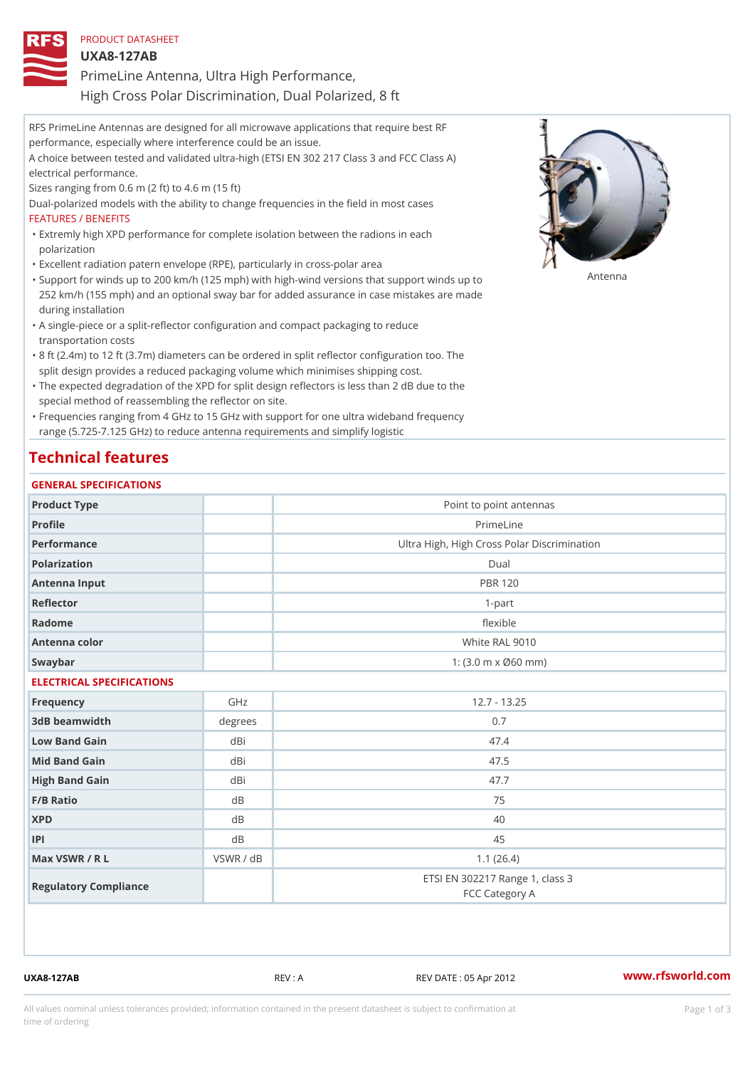PRODUCT DATASHEET

# UXA8-127AB

PrimeLine Antenna, Ultra High Performance,
High Cross Polar Discrimination, Dual Polarized, 8 ft

RFS PrimeLine Antennas are designed for all microwave applications that require best RF performance, especially where interference could be an issue.
A choice between tested and validated ultra-high (ETSI EN 302 217 Class 3 and FCC Class A) electrical performance.
Sizes ranging from 0.6 m (2 ft) to 4.6 m (15 ft)
Dual-polarized models with the ability to change frequencies in the field in most cases

FEATURES / BENEFITS

- Extremly high XPD performance for complete isolation between the radions in each polarization
- Excellent radiation patern envelope (RPE), particularly in cross-polar area
- Support for winds up to 200 km/h (125 mph) with high-wind versions that support winds up to 252 km/h (155 mph) and an optional sway bar for added assurance in case mistakes are made during installation
- A single-piece or a split-reflector configuration and compact packaging to reduce transportation costs
- 8 ft (2.4m) to 12 ft (3.7m) diameters can be ordered in split reflector configuration too. The split design provides a reduced packaging volume which minimises shipping cost.
- The expected degradation of the XPD for split design reflectors is less than 2 dB due to the special method of reassembling the reflector on site.
- Frequencies ranging from 4 GHz to 15 GHz with support for one ultra wideband frequency range (5.725-7.125 GHz) to reduce antenna requirements and simplify logistic

Antenna

## Technical features

### GENERAL SPECIFICATIONS

| | | |
|---|---|---|
| Product Type | | Point to point antennas |
| Profile | | PrimeLine |
| Performance | | Ultra High, High Cross Polar Discrimination |
| Polarization | | Dual |
| Antenna Input | | PBR 120 |
| Reflector | | 1-part |
| Radome | | flexible |
| Antenna color | | White RAL 9010 |
| Swaybar | | 1: (3.0 m x Ø60 mm) |

### ELECTRICAL SPECIFICATIONS

| | | |
|---|---|---|
| Frequency | GHz | 12.7 - 13.25 |
| 3dB beamwidth | degrees | 0.7 |
| Low Band Gain | dBi | 47.4 |
| Mid Band Gain | dBi | 47.5 |
| High Band Gain | dBi | 47.7 |
| F/B Ratio | dB | 75 |
| XPD | dB | 40 |
| IPI | dB | 45 |
| Max VSWR / R L | VSWR / dB | 1.1 (26.4) |
| Regulatory Compliance | | ETSI EN 302217 Range 1, class 3<br>FCC Category A |

UXA8-127AB REV : A REV DATE : 05 Apr 2012 www.rfsworld.com

All values nominal unless tolerances provided; information contained in the present datasheet is subject to confirmation at time of ordering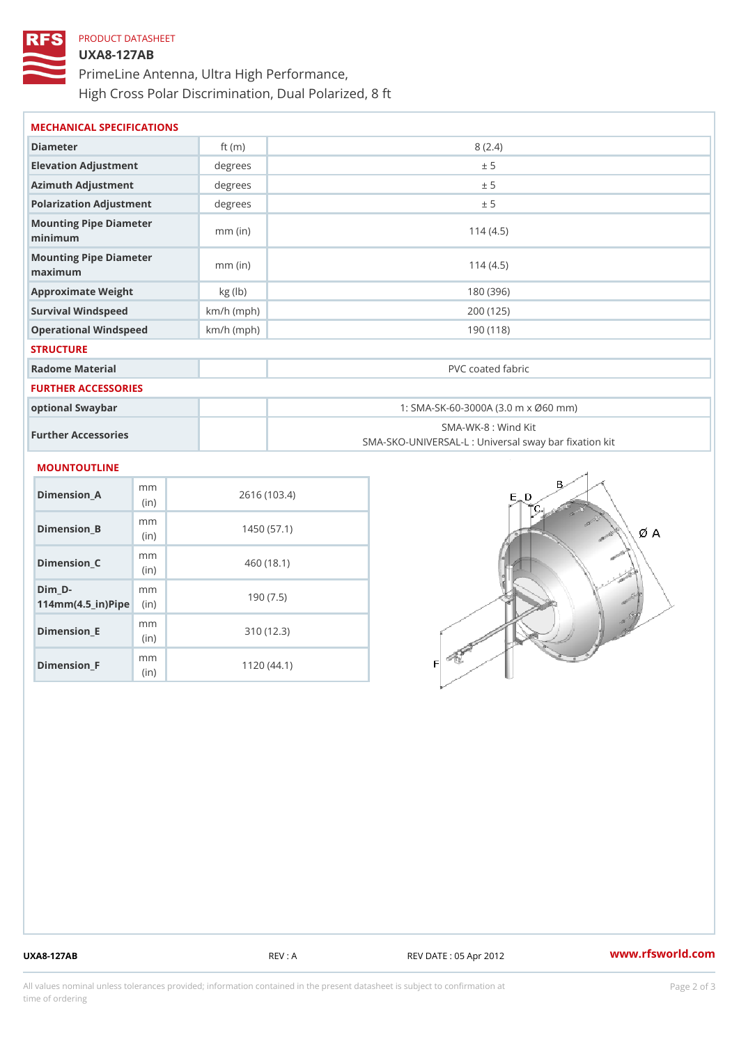PRODUCT DATASHEET

# UXA8-127AB

PrimeLine Antenna, Ultra High Performance, High Cross Polar Discrimination, Dual Polarized, 8 ft

## MECHANICAL SPECIFICATIONS

| | | |
|---|---|---|
| Diameter | ft (m) | 8 (2.4) |
| Elevation Adjustment | degrees | ± 5 |
| Azimuth Adjustment | degrees | ± 5 |
| Polarization Adjustment | degrees | ± 5 |
| Mounting Pipe Diameter minimum | mm (in) | 114 (4.5) |
| Mounting Pipe Diameter maximum | mm (in) | 114 (4.5) |
| Approximate Weight | kg (lb) | 180 (396) |
| Survival Windspeed | km/h (mph) | 200 (125) |
| Operational Windspeed | km/h (mph) | 190 (118) |

## STRUCTURE

| | | |
|---|---|---|
| Radome Material | | PVC coated fabric |

## FURTHER ACCESSORIES

| | | |
|---|---|---|
| optional Swaybar | | 1: SMA-SK-60-3000A (3.0 m x Ø60 mm) |
| Further Accessories | | SMA-WK-8 : Wind Kit<br>SMA-SKO-UNIVERSAL-L : Universal sway bar fixation kit |

## MOUNTOUTLINE

| | | |
|---|---|---|
| Dimension_A | mm (in) | 2616 (103.4) |
| Dimension_B | mm (in) | 1450 (57.1) |
| Dimension_C | mm (in) | 460 (18.1) |
| Dim_D-114mm(4.5_in)Pipe | mm (in) | 190 (7.5) |
| Dimension_E | mm (in) | 310 (12.3) |
| Dimension_F | mm (in) | 1120 (44.1) |

UXA8-127AB REV : A REV DATE : 05 Apr 2012 www.rfsworld.com

All values nominal unless tolerances provided; information contained in the present datasheet is subject to confirmation at time of ordering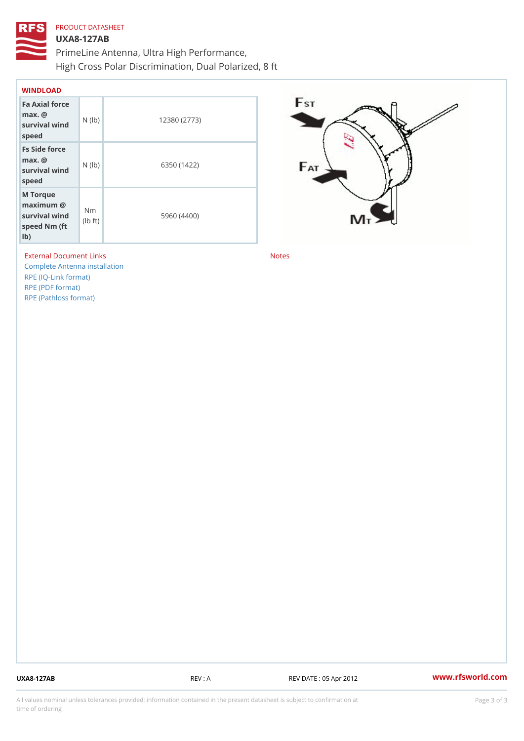PRODUCT DATASHEET

# UXA8-127AB

PrimeLine Antenna, Ultra High Performance,
High Cross Polar Discrimination, Dual Polarized, 8 ft

## WINDLOAD

| | | |
|---|---|---|
| Fa Axial force max. @ survival wind speed | N (lb) | 12380 (2773) |
| Fs Side force max. @ survival wind speed | N (lb) | 6350 (1422) |
| M Torque maximum @ survival wind speed Nm (ft lb) | Nm (lb ft) | 5960 (4400) |

FST

FAT

MT

External Document Links

Complete Antenna installation

RPE (IQ-Link format)

RPE (PDF format)

RPE (Pathloss format)

Notes

UXA8-127AB REV : A REV DATE : 05 Apr 2012 www.rfsworld.com

All values nominal unless tolerances provided; information contained in the present datasheet is subject to confirmation at time of ordering